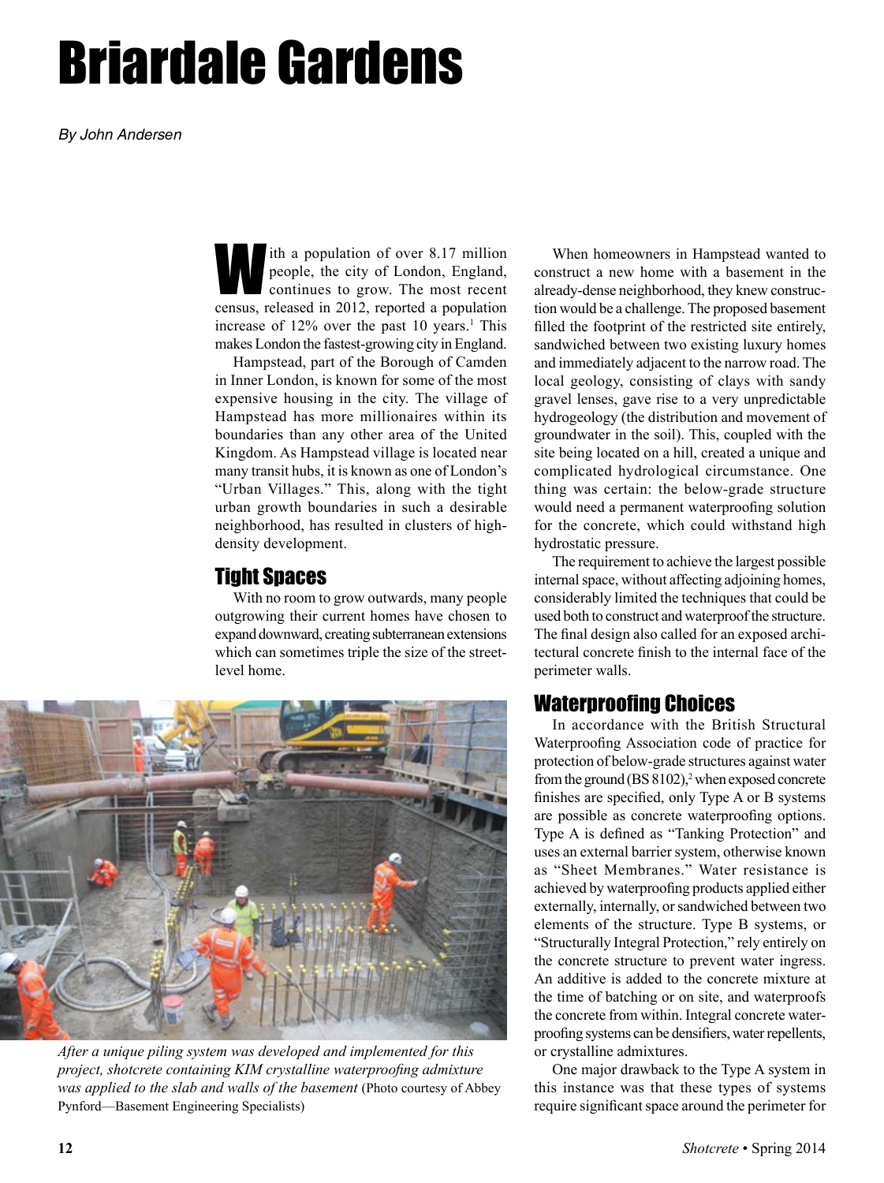# Briardale Gardens

*By John Andersen*

With a population of over 8.17 million people, the city of London, England, continues to grow. The most recent census, released in 2012, reported a population increase of 12% over the past 10 years.[1] This makes London the fastest-growing city in England.

Hampstead, part of the Borough of Camden in Inner London, is known for some of the most expensive housing in the city. The village of Hampstead has more millionaires within its boundaries than any other area of the United Kingdom. As Hampstead village is located near many transit hubs, it is known as one of London's "Urban Villages." This, along with the tight urban growth boundaries in such a desirable neighborhood, has resulted in clusters of high-density development.

## Tight Spaces

With no room to grow outwards, many people outgrowing their current homes have chosen to expand downward, creating subterranean extensions which can sometimes triple the size of the street-level home.

*After a unique piling system was developed and implemented for this project, shotcrete containing KIM crystalline waterproofing admixture was applied to the slab and walls of the basement* (Photo courtesy of Abbey Pynford—Basement Engineering Specialists)

When homeowners in Hampstead wanted to construct a new home with a basement in the already-dense neighborhood, they knew construction would be a challenge. The proposed basement filled the footprint of the restricted site entirely, sandwiched between two existing luxury homes and immediately adjacent to the narrow road. The local geology, consisting of clays with sandy gravel lenses, gave rise to a very unpredictable hydrogeology (the distribution and movement of groundwater in the soil). This, coupled with the site being located on a hill, created a unique and complicated hydrological circumstance. One thing was certain: the below-grade structure would need a permanent waterproofing solution for the concrete, which could withstand high hydrostatic pressure.

The requirement to achieve the largest possible internal space, without affecting adjoining homes, considerably limited the techniques that could be used both to construct and waterproof the structure. The final design also called for an exposed architectural concrete finish to the internal face of the perimeter walls.

## Waterproofing Choices

In accordance with the British Structural Waterproofing Association code of practice for protection of below-grade structures against water from the ground (BS 8102),[2] when exposed concrete finishes are specified, only Type A or B systems are possible as concrete waterproofing options. Type A is defined as "Tanking Protection" and uses an external barrier system, otherwise known as "Sheet Membranes." Water resistance is achieved by waterproofing products applied either externally, internally, or sandwiched between two elements of the structure. Type B systems, or "Structurally Integral Protection," rely entirely on the concrete structure to prevent water ingress. An additive is added to the concrete mixture at the time of batching or on site, and waterproofs the concrete from within. Integral concrete waterproofing systems can be densifiers, water repellents, or crystalline admixtures.

One major drawback to the Type A system in this instance was that these types of systems require significant space around the perimeter for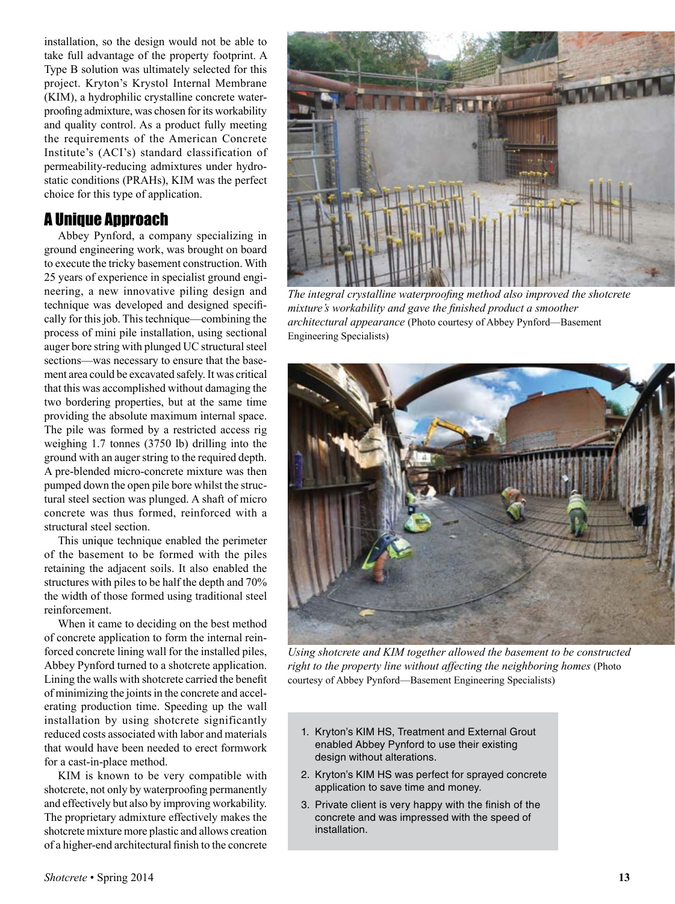installation, so the design would not be able to take full advantage of the property footprint. A Type B solution was ultimately selected for this project. Kryton's Krystol Internal Membrane (KIM), a hydrophilic crystalline concrete waterproofing admixture, was chosen for its workability and quality control. As a product fully meeting the requirements of the American Concrete Institute's (ACI's) standard classification of permeability-reducing admixtures under hydrostatic conditions (PRAHs), KIM was the perfect choice for this type of application.

## A Unique Approach

Abbey Pynford, a company specializing in ground engineering work, was brought on board to execute the tricky basement construction. With 25 years of experience in specialist ground engineering, a new innovative piling design and technique was developed and designed specifically for this job. This technique—combining the process of mini pile installation, using sectional auger bore string with plunged UC structural steel sections—was necessary to ensure that the basement area could be excavated safely. It was critical that this was accomplished without damaging the two bordering properties, but at the same time providing the absolute maximum internal space. The pile was formed by a restricted access rig weighing 1.7 tonnes (3750 lb) drilling into the ground with an auger string to the required depth. A pre-blended micro-concrete mixture was then pumped down the open pile bore whilst the structural steel section was plunged. A shaft of micro concrete was thus formed, reinforced with a structural steel section.

This unique technique enabled the perimeter of the basement to be formed with the piles retaining the adjacent soils. It also enabled the structures with piles to be half the depth and 70% the width of those formed using traditional steel reinforcement.

When it came to deciding on the best method of concrete application to form the internal reinforced concrete lining wall for the installed piles, Abbey Pynford turned to a shotcrete application. Lining the walls with shotcrete carried the benefit of minimizing the joints in the concrete and accelerating production time. Speeding up the wall installation by using shotcrete significantly reduced costs associated with labor and materials that would have been needed to erect formwork for a cast-in-place method.

KIM is known to be very compatible with shotcrete, not only by waterproofing permanently and effectively but also by improving workability. The proprietary admixture effectively makes the shotcrete mixture more plastic and allows creation of a higher-end architectural finish to the concrete

*The integral crystalline waterproofing method also improved the shotcrete mixture's workability and gave the finished product a smoother architectural appearance* (Photo courtesy of Abbey Pynford—Basement Engineering Specialists)

*Using shotcrete and KIM together allowed the basement to be constructed right to the property line without affecting the neighboring homes* (Photo courtesy of Abbey Pynford—Basement Engineering Specialists)

1. Kryton's KIM HS, Treatment and External Grout enabled Abbey Pynford to use their existing design without alterations.
2. Kryton's KIM HS was perfect for sprayed concrete application to save time and money.
3. Private client is very happy with the finish of the concrete and was impressed with the speed of installation.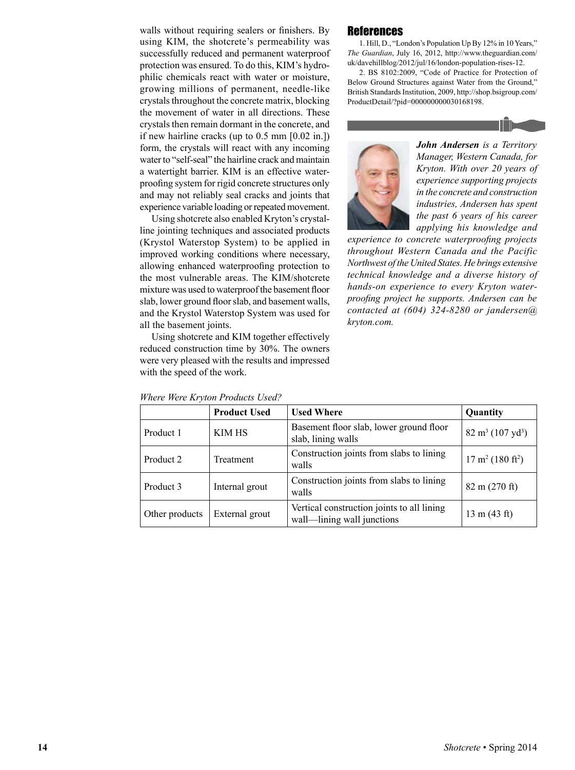walls without requiring sealers or finishers. By using KIM, the shotcrete's permeability was successfully reduced and permanent waterproof protection was ensured. To do this, KIM's hydrophilic chemicals react with water or moisture, growing millions of permanent, needle-like crystals throughout the concrete matrix, blocking the movement of water in all directions. These crystals then remain dormant in the concrete, and if new hairline cracks (up to 0.5 mm [0.02 in.]) form, the crystals will react with any incoming water to "self-seal" the hairline crack and maintain a watertight barrier. KIM is an effective waterproofing system for rigid concrete structures only and may not reliably seal cracks and joints that experience variable loading or repeated movement.

Using shotcrete also enabled Kryton's crystalline jointing techniques and associated products (Krystol Waterstop System) to be applied in improved working conditions where necessary, allowing enhanced waterproofing protection to the most vulnerable areas. The KIM/shotcrete mixture was used to waterproof the basement floor slab, lower ground floor slab, and basement walls, and the Krystol Waterstop System was used for all the basement joints.

Using shotcrete and KIM together effectively reduced construction time by 30%. The owners were very pleased with the results and impressed with the speed of the work.

## References

1. Hill, D., "London's Population Up By 12% in 10 Years," *The Guardian*, July 16, 2012, http://www.theguardian.com/uk/davehillblog/2012/jul/16/london-population-rises-12.

2. BS 8102:2009, "Code of Practice for Protection of Below Ground Structures against Water from the Ground," British Standards Institution, 2009, http://shop.bsigroup.com/ProductDetail/?pid=000000000030168198.

***John Andersen*** *is a Territory Manager, Western Canada, for Kryton. With over 20 years of experience supporting projects in the concrete and construction industries, Andersen has spent the past 6 years of his career applying his knowledge and experience to concrete waterproofing projects throughout Western Canada and the Pacific Northwest of the United States. He brings extensive technical knowledge and a diverse history of hands-on experience to every Kryton waterproofing project he supports. Andersen can be contacted at (604) 324-8280 or jandersen@kryton.com.*

*Where Were Kryton Products Used?*

| | Product Used | Used Where | Quantity |
|---|---|---|---|
| Product 1 | KIM HS | Basement floor slab, lower ground floor slab, lining walls | 82 $m^3$ (107 $yd^3$) |
| Product 2 | Treatment | Construction joints from slabs to lining walls | 17 $m^2$ (180 $ft^2$) |
| Product 3 | Internal grout | Construction joints from slabs to lining walls | 82 m (270 ft) |
| Other products | External grout | Vertical construction joints to all lining wall—lining wall junctions | 13 m (43 ft) |